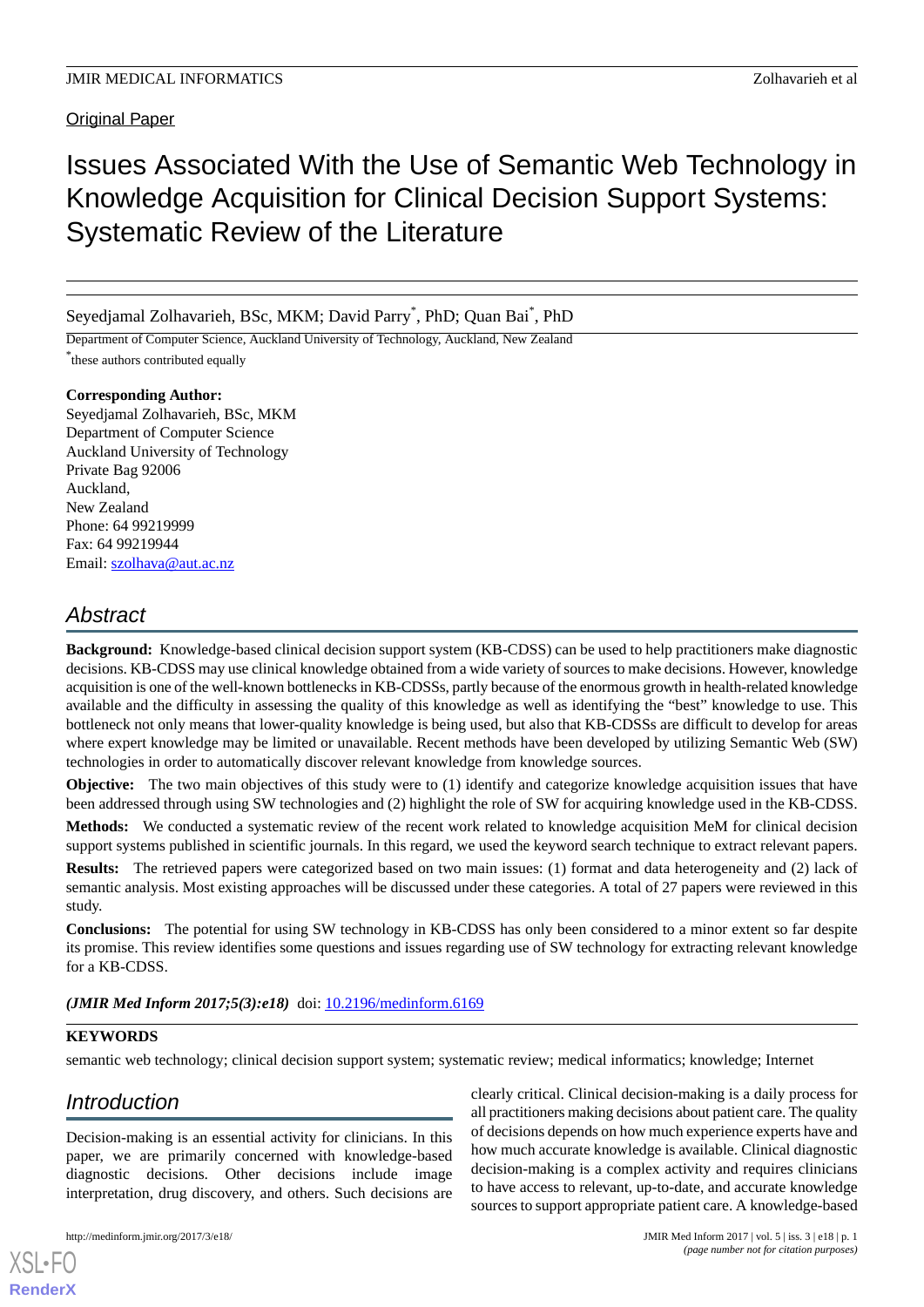Original Paper

# Issues Associated With the Use of Semantic Web Technology in Knowledge Acquisition for Clinical Decision Support Systems: Systematic Review of the Literature

Seyedjamal Zolhavarieh, BSc, MKM; David Parry[*], PhD; Quan Bai[*], PhD

Department of Computer Science, Auckland University of Technology, Auckland, New Zealand

[*]these authors contributed equally

**Corresponding Author:**
Seyedjamal Zolhavarieh, BSc, MKM
Department of Computer Science
Auckland University of Technology
Private Bag 92006
Auckland,
New Zealand
Phone: 64 99219999
Fax: 64 99219944
Email: szolhava@aut.ac.nz

## Abstract

**Background:** Knowledge-based clinical decision support system (KB-CDSS) can be used to help practitioners make diagnostic decisions. KB-CDSS may use clinical knowledge obtained from a wide variety of sources to make decisions. However, knowledge acquisition is one of the well-known bottlenecks in KB-CDSSs, partly because of the enormous growth in health-related knowledge available and the difficulty in assessing the quality of this knowledge as well as identifying the "best" knowledge to use. This bottleneck not only means that lower-quality knowledge is being used, but also that KB-CDSSs are difficult to develop for areas where expert knowledge may be limited or unavailable. Recent methods have been developed by utilizing Semantic Web (SW) technologies in order to automatically discover relevant knowledge from knowledge sources.

**Objective:** The two main objectives of this study were to (1) identify and categorize knowledge acquisition issues that have been addressed through using SW technologies and (2) highlight the role of SW for acquiring knowledge used in the KB-CDSS.

**Methods:** We conducted a systematic review of the recent work related to knowledge acquisition MeM for clinical decision support systems published in scientific journals. In this regard, we used the keyword search technique to extract relevant papers.

**Results:** The retrieved papers were categorized based on two main issues: (1) format and data heterogeneity and (2) lack of semantic analysis. Most existing approaches will be discussed under these categories. A total of 27 papers were reviewed in this study.

**Conclusions:** The potential for using SW technology in KB-CDSS has only been considered to a minor extent so far despite its promise. This review identifies some questions and issues regarding use of SW technology for extracting relevant knowledge for a KB-CDSS.

***(JMIR Med Inform 2017;5(3):e18)*** doi: 10.2196/medinform.6169

**KEYWORDS**

semantic web technology; clinical decision support system; systematic review; medical informatics; knowledge; Internet

## Introduction

Decision-making is an essential activity for clinicians. In this paper, we are primarily concerned with knowledge-based diagnostic decisions. Other decisions include image interpretation, drug discovery, and others. Such decisions are clearly critical. Clinical decision-making is a daily process for all practitioners making decisions about patient care. The quality of decisions depends on how much experience experts have and how much accurate knowledge is available. Clinical diagnostic decision-making is a complex activity and requires clinicians to have access to relevant, up-to-date, and accurate knowledge sources to support appropriate patient care. A knowledge-based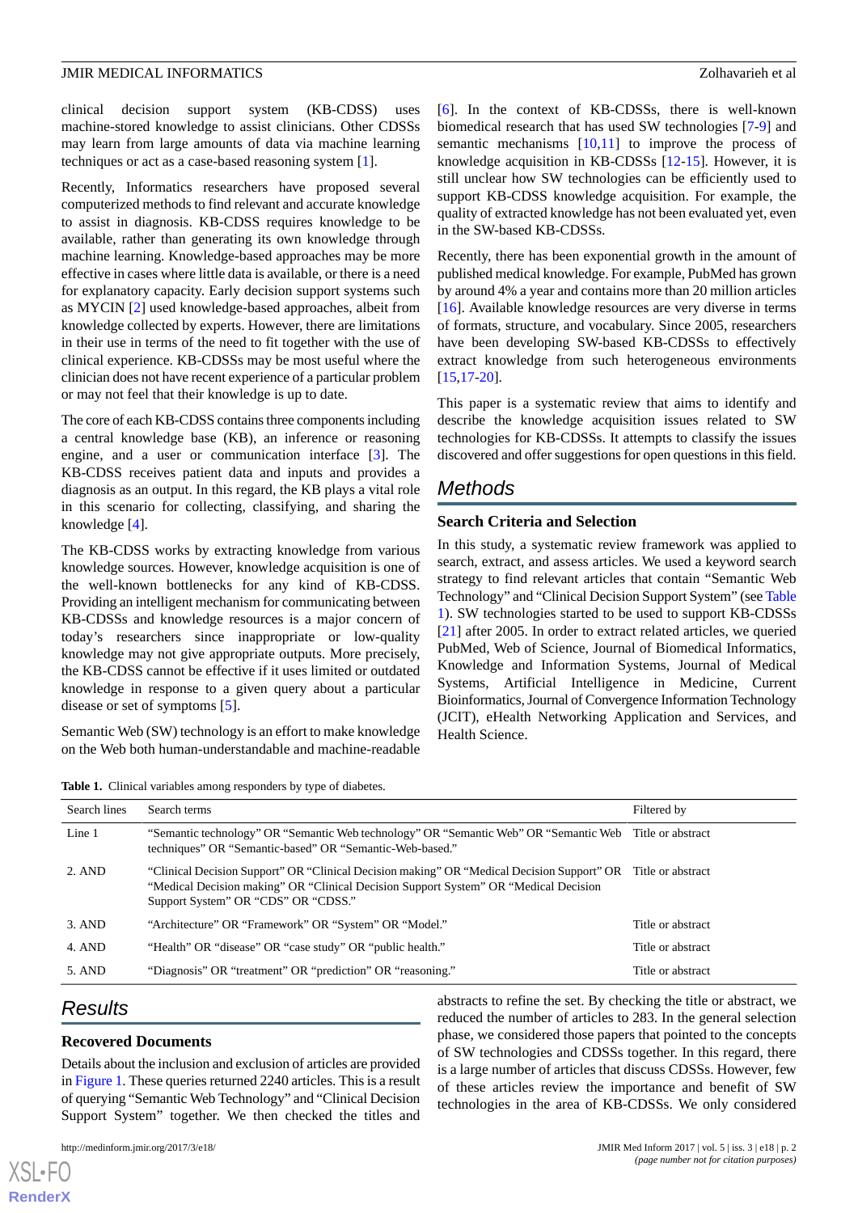clinical decision support system (KB-CDSS) uses machine-stored knowledge to assist clinicians. Other CDSSs may learn from large amounts of data via machine learning techniques or act as a case-based reasoning system [1].

Recently, Informatics researchers have proposed several computerized methods to find relevant and accurate knowledge to assist in diagnosis. KB-CDSS requires knowledge to be available, rather than generating its own knowledge through machine learning. Knowledge-based approaches may be more effective in cases where little data is available, or there is a need for explanatory capacity. Early decision support systems such as MYCIN [2] used knowledge-based approaches, albeit from knowledge collected by experts. However, there are limitations in their use in terms of the need to fit together with the use of clinical experience. KB-CDSSs may be most useful where the clinician does not have recent experience of a particular problem or may not feel that their knowledge is up to date.

The core of each KB-CDSS contains three components including a central knowledge base (KB), an inference or reasoning engine, and a user or communication interface [3]. The KB-CDSS receives patient data and inputs and provides a diagnosis as an output. In this regard, the KB plays a vital role in this scenario for collecting, classifying, and sharing the knowledge [4].

The KB-CDSS works by extracting knowledge from various knowledge sources. However, knowledge acquisition is one of the well-known bottlenecks for any kind of KB-CDSS. Providing an intelligent mechanism for communicating between KB-CDSSs and knowledge resources is a major concern of today's researchers since inappropriate or low-quality knowledge may not give appropriate outputs. More precisely, the KB-CDSS cannot be effective if it uses limited or outdated knowledge in response to a given query about a particular disease or set of symptoms [5].

Semantic Web (SW) technology is an effort to make knowledge on the Web both human-understandable and machine-readable [6]. In the context of KB-CDSSs, there is well-known biomedical research that has used SW technologies [7-9] and semantic mechanisms [10,11] to improve the process of knowledge acquisition in KB-CDSSs [12-15]. However, it is still unclear how SW technologies can be efficiently used to support KB-CDSS knowledge acquisition. For example, the quality of extracted knowledge has not been evaluated yet, even in the SW-based KB-CDSSs.

Recently, there has been exponential growth in the amount of published medical knowledge. For example, PubMed has grown by around 4% a year and contains more than 20 million articles [16]. Available knowledge resources are very diverse in terms of formats, structure, and vocabulary. Since 2005, researchers have been developing SW-based KB-CDSSs to effectively extract knowledge from such heterogeneous environments [15,17-20].

This paper is a systematic review that aims to identify and describe the knowledge acquisition issues related to SW technologies for KB-CDSSs. It attempts to classify the issues discovered and offer suggestions for open questions in this field.

## Methods

### Search Criteria and Selection

In this study, a systematic review framework was applied to search, extract, and assess articles. We used a keyword search strategy to find relevant articles that contain "Semantic Web Technology" and "Clinical Decision Support System" (see Table 1). SW technologies started to be used to support KB-CDSSs [21] after 2005. In order to extract related articles, we queried PubMed, Web of Science, Journal of Biomedical Informatics, Knowledge and Information Systems, Journal of Medical Systems, Artificial Intelligence in Medicine, Current Bioinformatics, Journal of Convergence Information Technology (JCIT), eHealth Networking Application and Services, and Health Science.

**Table 1.** Clinical variables among responders by type of diabetes.

| Search lines | Search terms | Filtered by |
|---|---|---|
| Line 1 | "Semantic technology" OR "Semantic Web technology" OR "Semantic Web" OR "Semantic Web techniques" OR "Semantic-based" OR "Semantic-Web-based." | Title or abstract |
| 2. AND | "Clinical Decision Support" OR "Clinical Decision making" OR "Medical Decision Support" OR "Medical Decision making" OR "Clinical Decision Support System" OR "Medical Decision Support System" OR "CDS" OR "CDSS." | Title or abstract |
| 3. AND | "Architecture" OR "Framework" OR "System" OR "Model." | Title or abstract |
| 4. AND | "Health" OR "disease" OR "case study" OR "public health." | Title or abstract |
| 5. AND | "Diagnosis" OR "treatment" OR "prediction" OR "reasoning." | Title or abstract |

## Results

### Recovered Documents

Details about the inclusion and exclusion of articles are provided in Figure 1. These queries returned 2240 articles. This is a result of querying "Semantic Web Technology" and "Clinical Decision Support System" together. We then checked the titles and abstracts to refine the set. By checking the title or abstract, we reduced the number of articles to 283. In the general selection phase, we considered those papers that pointed to the concepts of SW technologies and CDSSs together. In this regard, there is a large number of articles that discuss CDSSs. However, few of these articles review the importance and benefit of SW technologies in the area of KB-CDSSs. We only considered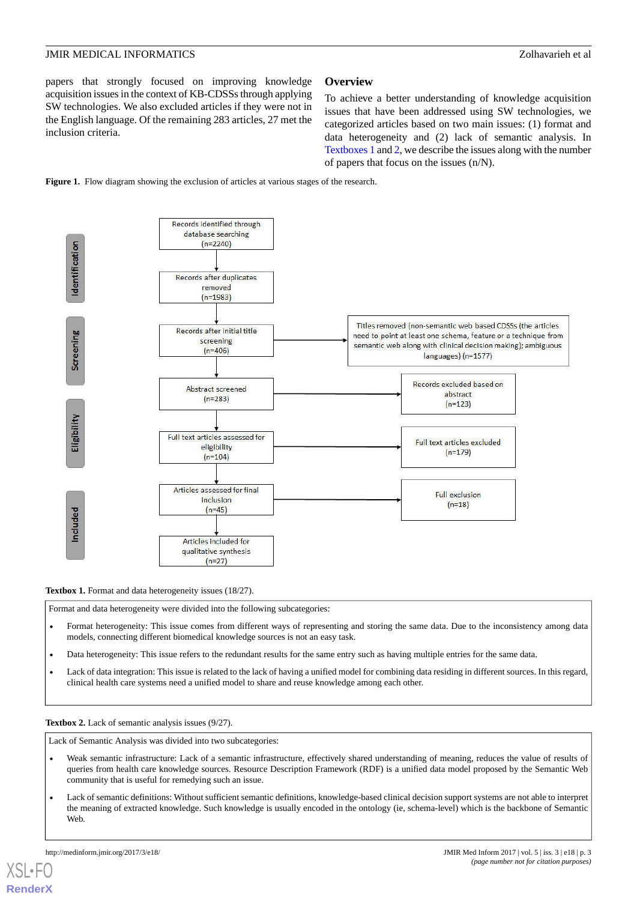papers that strongly focused on improving knowledge acquisition issues in the context of KB-CDSSs through applying SW technologies. We also excluded articles if they were not in the English language. Of the remaining 283 articles, 27 met the inclusion criteria.

## Overview

To achieve a better understanding of knowledge acquisition issues that have been addressed using SW technologies, we categorized articles based on two main issues: (1) format and data heterogeneity and (2) lack of semantic analysis. In Textboxes 1 and 2, we describe the issues along with the number of papers that focus on the issues (n/N).

**Figure 1.** Flow diagram showing the exclusion of articles at various stages of the research.

Identification

Records identified through database searching (n=2240)

Records after duplicates removed (n=1983)

Screening

Records after initial title screening (n=406)

Titles removed (non-semantic web based CDSSs (the articles need to point at least one schema, feature or a technique from semantic web along with clinical decision making); ambiguous languages) (n=1577)

Abstract screened (n=283)

Records excluded based on abstract (n=123)

Eligibility

Full text articles assessed for eligibility (n=104)

Full text articles excluded (n=179)

Articles assessed for final inclusion (n=45)

Full exclusion (n=18)

Included

Articles included for qualitative synthesis (n=27)

**Textbox 1.** Format and data heterogeneity issues (18/27).

Format and data heterogeneity were divided into the following subcategories:

- Format heterogeneity: This issue comes from different ways of representing and storing the same data. Due to the inconsistency among data models, connecting different biomedical knowledge sources is not an easy task.
- Data heterogeneity: This issue refers to the redundant results for the same entry such as having multiple entries for the same data.
- Lack of data integration: This issue is related to the lack of having a unified model for combining data residing in different sources. In this regard, clinical health care systems need a unified model to share and reuse knowledge among each other.

**Textbox 2.** Lack of semantic analysis issues (9/27).

Lack of Semantic Analysis was divided into two subcategories:

- Weak semantic infrastructure: Lack of a semantic infrastructure, effectively shared understanding of meaning, reduces the value of results of queries from health care knowledge sources. Resource Description Framework (RDF) is a unified data model proposed by the Semantic Web community that is useful for remedying such an issue.
- Lack of semantic definitions: Without sufficient semantic definitions, knowledge-based clinical decision support systems are not able to interpret the meaning of extracted knowledge. Such knowledge is usually encoded in the ontology (ie, schema-level) which is the backbone of Semantic Web.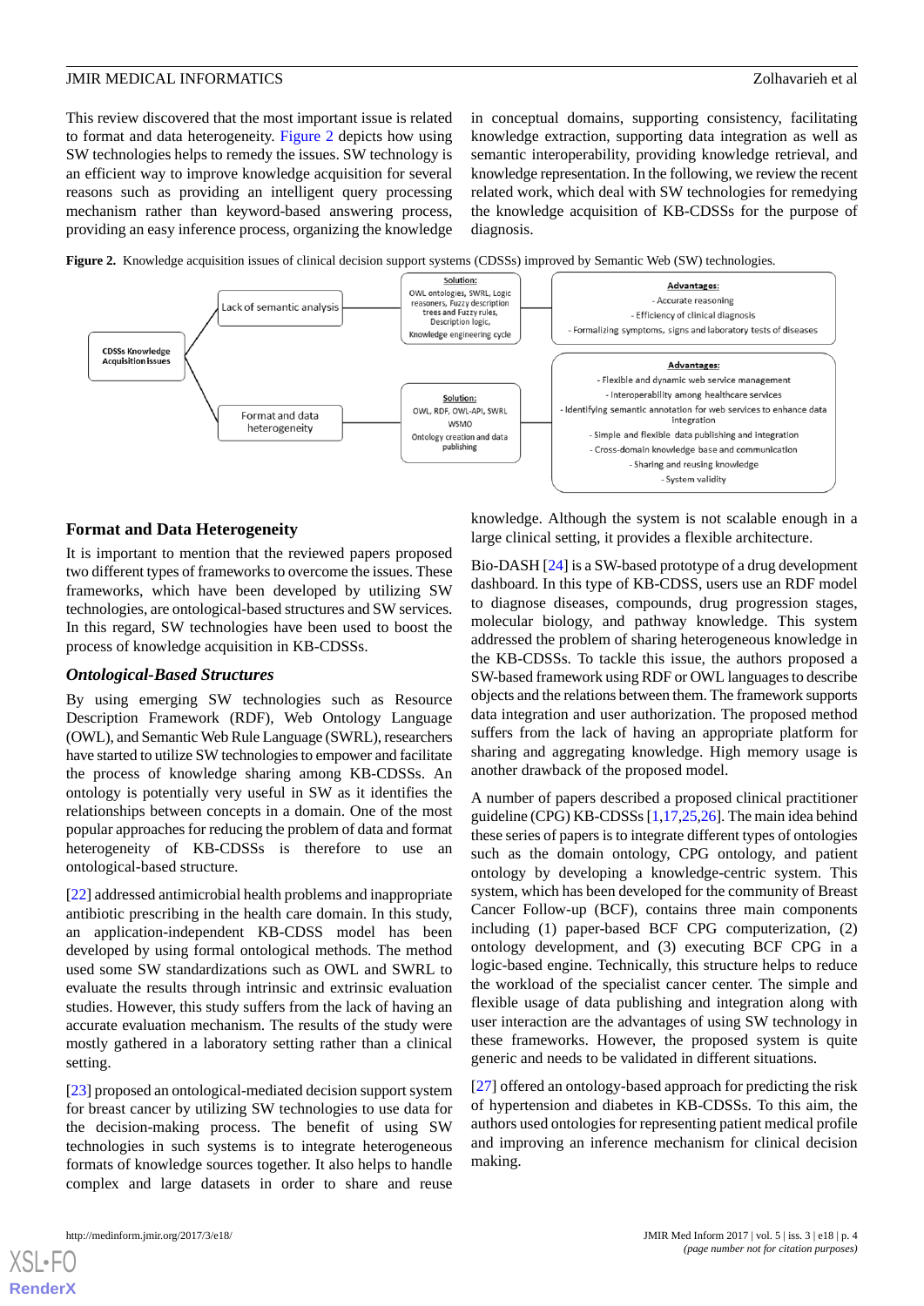This review discovered that the most important issue is related to format and data heterogeneity. Figure 2 depicts how using SW technologies helps to remedy the issues. SW technology is an efficient way to improve knowledge acquisition for several reasons such as providing an intelligent query processing mechanism rather than keyword-based answering process, providing an easy inference process, organizing the knowledge in conceptual domains, supporting consistency, facilitating knowledge extraction, supporting data integration as well as semantic interoperability, providing knowledge retrieval, and knowledge representation. In the following, we review the recent related work, which deal with SW technologies for remedying the knowledge acquisition of KB-CDSSs for the purpose of diagnosis.

**Figure 2.** Knowledge acquisition issues of clinical decision support systems (CDSSs) improved by Semantic Web (SW) technologies.

CDSSs Knowledge Acquisition issues

- Lack of semantic analysis
  - Solution: OWL ontologies, SWRL, Logic reasoners, Fuzzy description trees and Fuzzy rules, Description logic, Knowledge engineering cycle
  - Advantages:
    - Accurate reasoning
    - Efficiency of clinical diagnosis
    - Formalizing symptoms, signs and laboratory tests of diseases
- Format and data heterogeneity
  - Solution: OWL, RDF, OWL-API, SWRL, WSMO, Ontology creation and data publishing
  - Advantages:
    - Flexible and dynamic web service management
    - Interoperability among healthcare services
    - Identifying semantic annotation for web services to enhance data integration
    - Simple and flexible data publishing and integration
    - Cross-domain knowledge base and communication
    - Sharing and reusing knowledge
    - System validity

## Format and Data Heterogeneity

It is important to mention that the reviewed papers proposed two different types of frameworks to overcome the issues. These frameworks, which have been developed by utilizing SW technologies, are ontological-based structures and SW services. In this regard, SW technologies have been used to boost the process of knowledge acquisition in KB-CDSSs.

### *Ontological-Based Structures*

By using emerging SW technologies such as Resource Description Framework (RDF), Web Ontology Language (OWL), and Semantic Web Rule Language (SWRL), researchers have started to utilize SW technologies to empower and facilitate the process of knowledge sharing among KB-CDSSs. An ontology is potentially very useful in SW as it identifies the relationships between concepts in a domain. One of the most popular approaches for reducing the problem of data and format heterogeneity of KB-CDSSs is therefore to use an ontological-based structure.

[22] addressed antimicrobial health problems and inappropriate antibiotic prescribing in the health care domain. In this study, an application-independent KB-CDSS model has been developed by using formal ontological methods. The method used some SW standardizations such as OWL and SWRL to evaluate the results through intrinsic and extrinsic evaluation studies. However, this study suffers from the lack of having an accurate evaluation mechanism. The results of the study were mostly gathered in a laboratory setting rather than a clinical setting.

[23] proposed an ontological-mediated decision support system for breast cancer by utilizing SW technologies to use data for the decision-making process. The benefit of using SW technologies in such systems is to integrate heterogeneous formats of knowledge sources together. It also helps to handle complex and large datasets in order to share and reuse knowledge. Although the system is not scalable enough in a large clinical setting, it provides a flexible architecture.

Bio-DASH [24] is a SW-based prototype of a drug development dashboard. In this type of KB-CDSS, users use an RDF model to diagnose diseases, compounds, drug progression stages, molecular biology, and pathway knowledge. This system addressed the problem of sharing heterogeneous knowledge in the KB-CDSSs. To tackle this issue, the authors proposed a SW-based framework using RDF or OWL languages to describe objects and the relations between them. The framework supports data integration and user authorization. The proposed method suffers from the lack of having an appropriate platform for sharing and aggregating knowledge. High memory usage is another drawback of the proposed model.

A number of papers described a proposed clinical practitioner guideline (CPG) KB-CDSSs [1,17,25,26]. The main idea behind these series of papers is to integrate different types of ontologies such as the domain ontology, CPG ontology, and patient ontology by developing a knowledge-centric system. This system, which has been developed for the community of Breast Cancer Follow-up (BCF), contains three main components including (1) paper-based BCF CPG computerization, (2) ontology development, and (3) executing BCF CPG in a logic-based engine. Technically, this structure helps to reduce the workload of the specialist cancer center. The simple and flexible usage of data publishing and integration along with user interaction are the advantages of using SW technology in these frameworks. However, the proposed system is quite generic and needs to be validated in different situations.

[27] offered an ontology-based approach for predicting the risk of hypertension and diabetes in KB-CDSSs. To this aim, the authors used ontologies for representing patient medical profile and improving an inference mechanism for clinical decision making.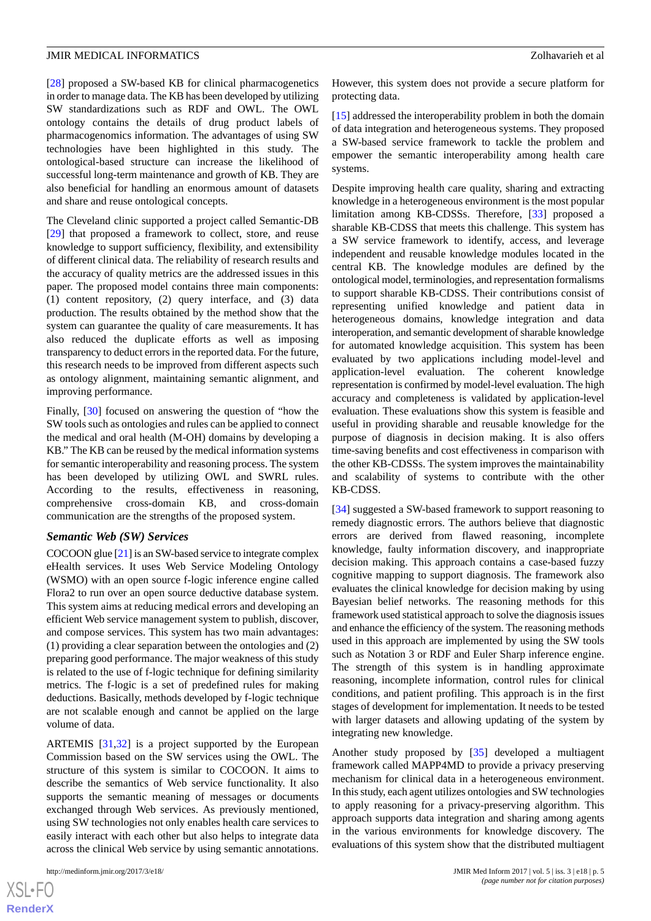[28] proposed a SW-based KB for clinical pharmacogenetics in order to manage data. The KB has been developed by utilizing SW standardizations such as RDF and OWL. The OWL ontology contains the details of drug product labels of pharmacogenomics information. The advantages of using SW technologies have been highlighted in this study. The ontological-based structure can increase the likelihood of successful long-term maintenance and growth of KB. They are also beneficial for handling an enormous amount of datasets and share and reuse ontological concepts.

The Cleveland clinic supported a project called Semantic-DB [29] that proposed a framework to collect, store, and reuse knowledge to support sufficiency, flexibility, and extensibility of different clinical data. The reliability of research results and the accuracy of quality metrics are the addressed issues in this paper. The proposed model contains three main components: (1) content repository, (2) query interface, and (3) data production. The results obtained by the method show that the system can guarantee the quality of care measurements. It has also reduced the duplicate efforts as well as imposing transparency to deduct errors in the reported data. For the future, this research needs to be improved from different aspects such as ontology alignment, maintaining semantic alignment, and improving performance.

Finally, [30] focused on answering the question of "how the SW tools such as ontologies and rules can be applied to connect the medical and oral health (M-OH) domains by developing a KB." The KB can be reused by the medical information systems for semantic interoperability and reasoning process. The system has been developed by utilizing OWL and SWRL rules. According to the results, effectiveness in reasoning, comprehensive cross-domain KB, and cross-domain communication are the strengths of the proposed system.

### *Semantic Web (SW) Services*

COCOON glue [21] is an SW-based service to integrate complex eHealth services. It uses Web Service Modeling Ontology (WSMO) with an open source f-logic inference engine called Flora2 to run over an open source deductive database system. This system aims at reducing medical errors and developing an efficient Web service management system to publish, discover, and compose services. This system has two main advantages: (1) providing a clear separation between the ontologies and (2) preparing good performance. The major weakness of this study is related to the use of f-logic technique for defining similarity metrics. The f-logic is a set of predefined rules for making deductions. Basically, methods developed by f-logic technique are not scalable enough and cannot be applied on the large volume of data.

ARTEMIS [31,32] is a project supported by the European Commission based on the SW services using the OWL. The structure of this system is similar to COCOON. It aims to describe the semantics of Web service functionality. It also supports the semantic meaning of messages or documents exchanged through Web services. As previously mentioned, using SW technologies not only enables health care services to easily interact with each other but also helps to integrate data across the clinical Web service by using semantic annotations. However, this system does not provide a secure platform for protecting data.

[15] addressed the interoperability problem in both the domain of data integration and heterogeneous systems. They proposed a SW-based service framework to tackle the problem and empower the semantic interoperability among health care systems.

Despite improving health care quality, sharing and extracting knowledge in a heterogeneous environment is the most popular limitation among KB-CDSSs. Therefore, [33] proposed a sharable KB-CDSS that meets this challenge. This system has a SW service framework to identify, access, and leverage independent and reusable knowledge modules located in the central KB. The knowledge modules are defined by the ontological model, terminologies, and representation formalisms to support sharable KB-CDSS. Their contributions consist of representing unified knowledge and patient data in heterogeneous domains, knowledge integration and data interoperation, and semantic development of sharable knowledge for automated knowledge acquisition. This system has been evaluated by two applications including model-level and application-level evaluation. The coherent knowledge representation is confirmed by model-level evaluation. The high accuracy and completeness is validated by application-level evaluation. These evaluations show this system is feasible and useful in providing sharable and reusable knowledge for the purpose of diagnosis in decision making. It is also offers time-saving benefits and cost effectiveness in comparison with the other KB-CDSSs. The system improves the maintainability and scalability of systems to contribute with the other KB-CDSS.

[34] suggested a SW-based framework to support reasoning to remedy diagnostic errors. The authors believe that diagnostic errors are derived from flawed reasoning, incomplete knowledge, faulty information discovery, and inappropriate decision making. This approach contains a case-based fuzzy cognitive mapping to support diagnosis. The framework also evaluates the clinical knowledge for decision making by using Bayesian belief networks. The reasoning methods for this framework used statistical approach to solve the diagnosis issues and enhance the efficiency of the system. The reasoning methods used in this approach are implemented by using the SW tools such as Notation 3 or RDF and Euler Sharp inference engine. The strength of this system is in handling approximate reasoning, incomplete information, control rules for clinical conditions, and patient profiling. This approach is in the first stages of development for implementation. It needs to be tested with larger datasets and allowing updating of the system by integrating new knowledge.

Another study proposed by [35] developed a multiagent framework called MAPP4MD to provide a privacy preserving mechanism for clinical data in a heterogeneous environment. In this study, each agent utilizes ontologies and SW technologies to apply reasoning for a privacy-preserving algorithm. This approach supports data integration and sharing among agents in the various environments for knowledge discovery. The evaluations of this system show that the distributed multiagent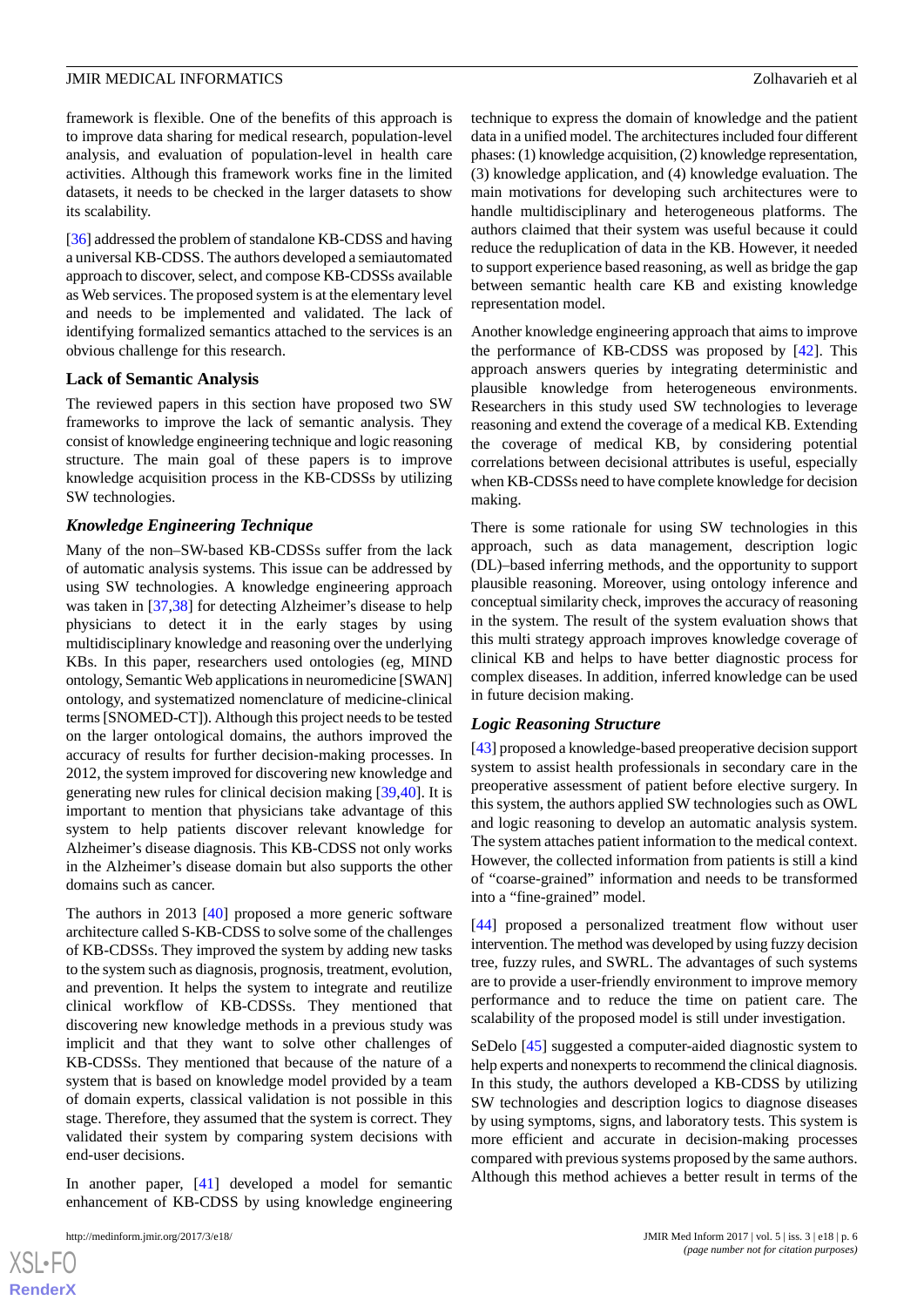framework is flexible. One of the benefits of this approach is to improve data sharing for medical research, population-level analysis, and evaluation of population-level in health care activities. Although this framework works fine in the limited datasets, it needs to be checked in the larger datasets to show its scalability.

[36] addressed the problem of standalone KB-CDSS and having a universal KB-CDSS. The authors developed a semiautomated approach to discover, select, and compose KB-CDSSs available as Web services. The proposed system is at the elementary level and needs to be implemented and validated. The lack of identifying formalized semantics attached to the services is an obvious challenge for this research.

### Lack of Semantic Analysis

The reviewed papers in this section have proposed two SW frameworks to improve the lack of semantic analysis. They consist of knowledge engineering technique and logic reasoning structure. The main goal of these papers is to improve knowledge acquisition process in the KB-CDSSs by utilizing SW technologies.

#### *Knowledge Engineering Technique*

Many of the non–SW-based KB-CDSSs suffer from the lack of automatic analysis systems. This issue can be addressed by using SW technologies. A knowledge engineering approach was taken in [37,38] for detecting Alzheimer's disease to help physicians to detect it in the early stages by using multidisciplinary knowledge and reasoning over the underlying KBs. In this paper, researchers used ontologies (eg, MIND ontology, Semantic Web applications in neuromedicine [SWAN] ontology, and systematized nomenclature of medicine-clinical terms [SNOMED-CT]). Although this project needs to be tested on the larger ontological domains, the authors improved the accuracy of results for further decision-making processes. In 2012, the system improved for discovering new knowledge and generating new rules for clinical decision making [39,40]. It is important to mention that physicians take advantage of this system to help patients discover relevant knowledge for Alzheimer's disease diagnosis. This KB-CDSS not only works in the Alzheimer's disease domain but also supports the other domains such as cancer.

The authors in 2013 [40] proposed a more generic software architecture called S-KB-CDSS to solve some of the challenges of KB-CDSSs. They improved the system by adding new tasks to the system such as diagnosis, prognosis, treatment, evolution, and prevention. It helps the system to integrate and reutilize clinical workflow of KB-CDSSs. They mentioned that discovering new knowledge methods in a previous study was implicit and that they want to solve other challenges of KB-CDSSs. They mentioned that because of the nature of a system that is based on knowledge model provided by a team of domain experts, classical validation is not possible in this stage. Therefore, they assumed that the system is correct. They validated their system by comparing system decisions with end-user decisions.

In another paper, [41] developed a model for semantic enhancement of KB-CDSS by using knowledge engineering technique to express the domain of knowledge and the patient data in a unified model. The architectures included four different phases: (1) knowledge acquisition, (2) knowledge representation, (3) knowledge application, and (4) knowledge evaluation. The main motivations for developing such architectures were to handle multidisciplinary and heterogeneous platforms. The authors claimed that their system was useful because it could reduce the reduplication of data in the KB. However, it needed to support experience based reasoning, as well as bridge the gap between semantic health care KB and existing knowledge representation model.

Another knowledge engineering approach that aims to improve the performance of KB-CDSS was proposed by [42]. This approach answers queries by integrating deterministic and plausible knowledge from heterogeneous environments. Researchers in this study used SW technologies to leverage reasoning and extend the coverage of a medical KB. Extending the coverage of medical KB, by considering potential correlations between decisional attributes is useful, especially when KB-CDSSs need to have complete knowledge for decision making.

There is some rationale for using SW technologies in this approach, such as data management, description logic (DL)–based inferring methods, and the opportunity to support plausible reasoning. Moreover, using ontology inference and conceptual similarity check, improves the accuracy of reasoning in the system. The result of the system evaluation shows that this multi strategy approach improves knowledge coverage of clinical KB and helps to have better diagnostic process for complex diseases. In addition, inferred knowledge can be used in future decision making.

#### *Logic Reasoning Structure*

[43] proposed a knowledge-based preoperative decision support system to assist health professionals in secondary care in the preoperative assessment of patient before elective surgery. In this system, the authors applied SW technologies such as OWL and logic reasoning to develop an automatic analysis system. The system attaches patient information to the medical context. However, the collected information from patients is still a kind of "coarse-grained" information and needs to be transformed into a "fine-grained" model.

[44] proposed a personalized treatment flow without user intervention. The method was developed by using fuzzy decision tree, fuzzy rules, and SWRL. The advantages of such systems are to provide a user-friendly environment to improve memory performance and to reduce the time on patient care. The scalability of the proposed model is still under investigation.

SeDelo [45] suggested a computer-aided diagnostic system to help experts and nonexperts to recommend the clinical diagnosis. In this study, the authors developed a KB-CDSS by utilizing SW technologies and description logics to diagnose diseases by using symptoms, signs, and laboratory tests. This system is more efficient and accurate in decision-making processes compared with previous systems proposed by the same authors. Although this method achieves a better result in terms of the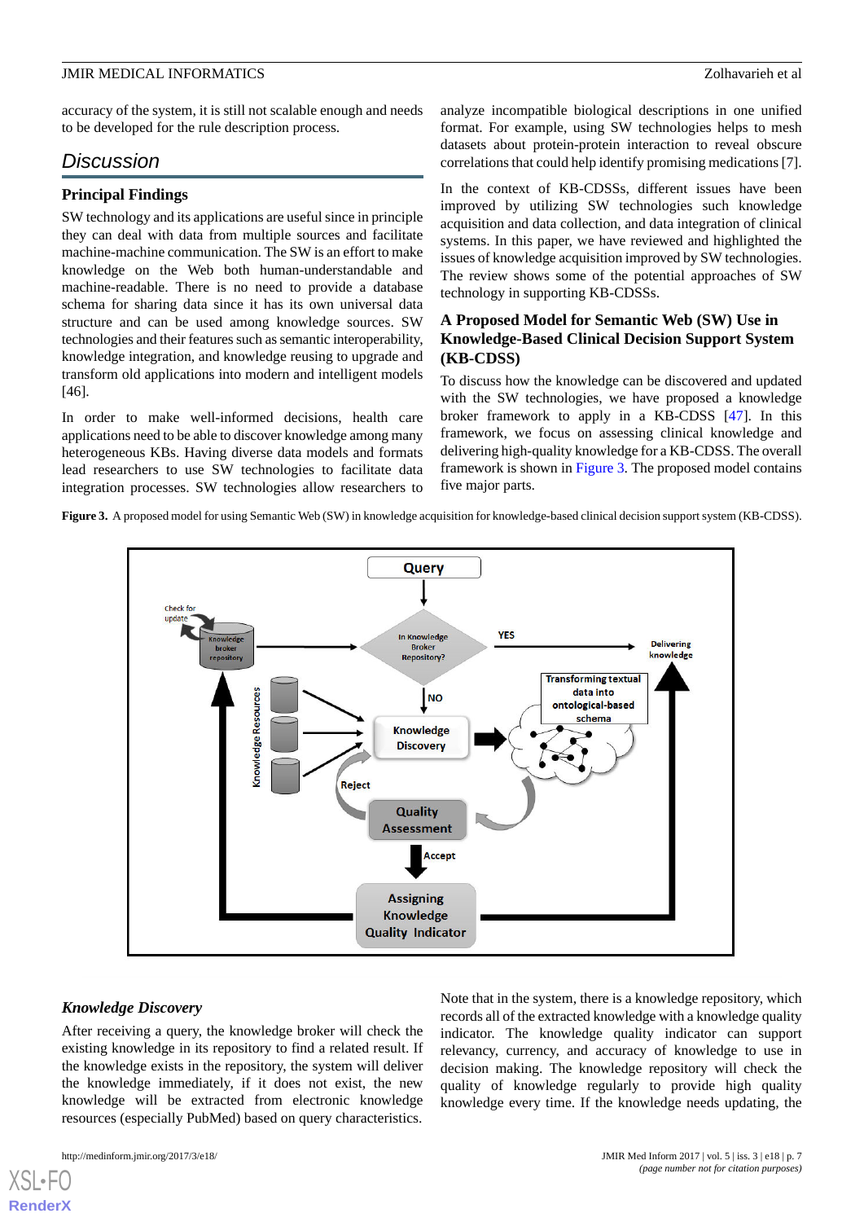accuracy of the system, it is still not scalable enough and needs to be developed for the rule description process.

## Discussion

### Principal Findings

SW technology and its applications are useful since in principle they can deal with data from multiple sources and facilitate machine-machine communication. The SW is an effort to make knowledge on the Web both human-understandable and machine-readable. There is no need to provide a database schema for sharing data since it has its own universal data structure and can be used among knowledge sources. SW technologies and their features such as semantic interoperability, knowledge integration, and knowledge reusing to upgrade and transform old applications into modern and intelligent models [46].

In order to make well-informed decisions, health care applications need to be able to discover knowledge among many heterogeneous KBs. Having diverse data models and formats lead researchers to use SW technologies to facilitate data integration processes. SW technologies allow researchers to analyze incompatible biological descriptions in one unified format. For example, using SW technologies helps to mesh datasets about protein-protein interaction to reveal obscure correlations that could help identify promising medications [7].

In the context of KB-CDSSs, different issues have been improved by utilizing SW technologies such knowledge acquisition and data collection, and data integration of clinical systems. In this paper, we have reviewed and highlighted the issues of knowledge acquisition improved by SW technologies. The review shows some of the potential approaches of SW technology in supporting KB-CDSSs.

### A Proposed Model for Semantic Web (SW) Use in Knowledge-Based Clinical Decision Support System (KB-CDSS)

To discuss how the knowledge can be discovered and updated with the SW technologies, we have proposed a knowledge broker framework to apply in a KB-CDSS [47]. In this framework, we focus on assessing clinical knowledge and delivering high-quality knowledge for a KB-CDSS. The overall framework is shown in Figure 3. The proposed model contains five major parts.

**Figure 3.** A proposed model for using Semantic Web (SW) in knowledge acquisition for knowledge-based clinical decision support system (KB-CDSS).

#### *Knowledge Discovery*

After receiving a query, the knowledge broker will check the existing knowledge in its repository to find a related result. If the knowledge exists in the repository, the system will deliver the knowledge immediately, if it does not exist, the new knowledge will be extracted from electronic knowledge resources (especially PubMed) based on query characteristics. Note that in the system, there is a knowledge repository, which records all of the extracted knowledge with a knowledge quality indicator. The knowledge quality indicator can support relevancy, currency, and accuracy of knowledge to use in decision making. The knowledge repository will check the quality of knowledge regularly to provide high quality knowledge every time. If the knowledge needs updating, the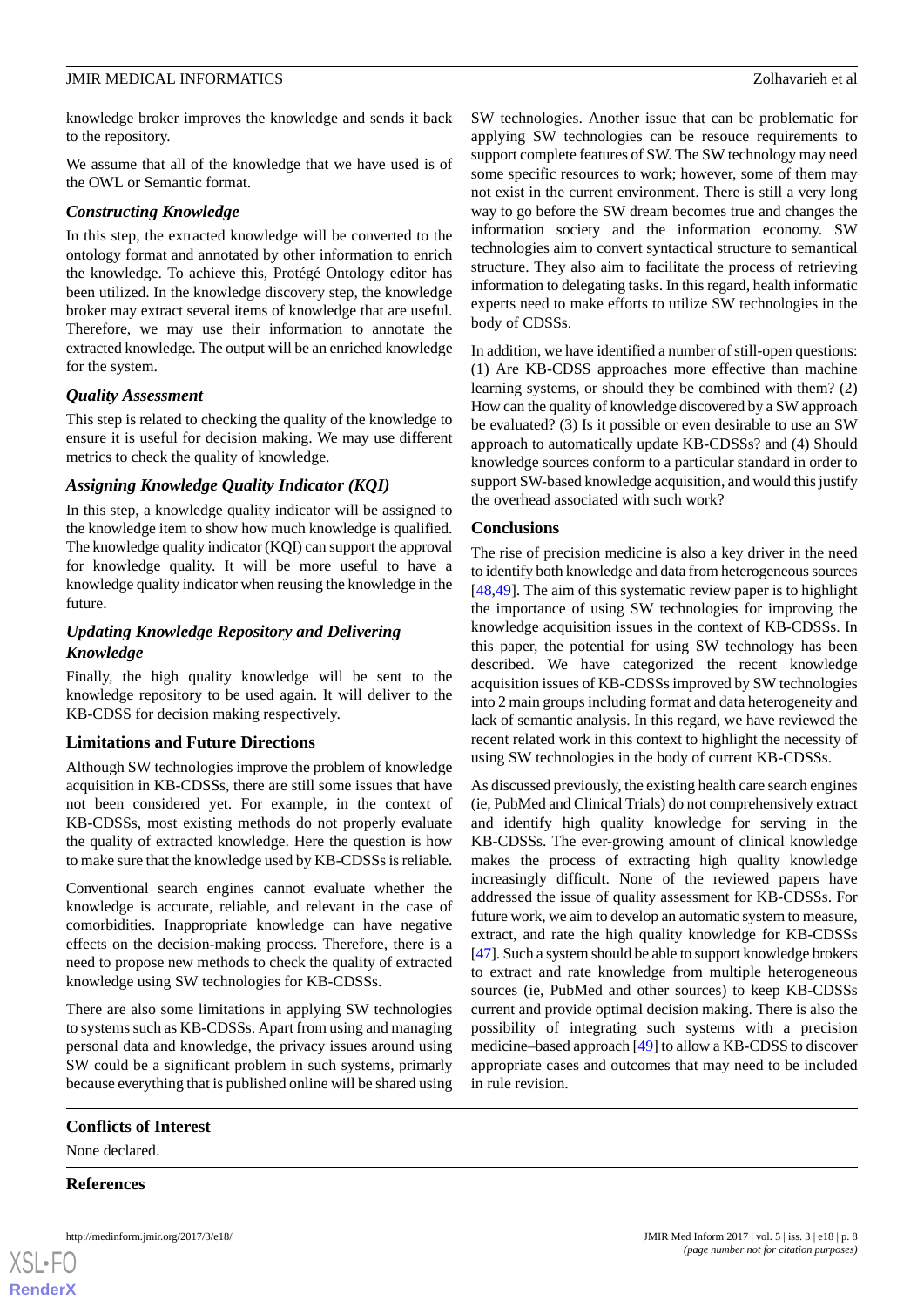knowledge broker improves the knowledge and sends it back to the repository.

We assume that all of the knowledge that we have used is of the OWL or Semantic format.

### Constructing Knowledge

In this step, the extracted knowledge will be converted to the ontology format and annotated by other information to enrich the knowledge. To achieve this, Protégé Ontology editor has been utilized. In the knowledge discovery step, the knowledge broker may extract several items of knowledge that are useful. Therefore, we may use their information to annotate the extracted knowledge. The output will be an enriched knowledge for the system.

### Quality Assessment

This step is related to checking the quality of the knowledge to ensure it is useful for decision making. We may use different metrics to check the quality of knowledge.

### Assigning Knowledge Quality Indicator (KQI)

In this step, a knowledge quality indicator will be assigned to the knowledge item to show how much knowledge is qualified. The knowledge quality indicator (KQI) can support the approval for knowledge quality. It will be more useful to have a knowledge quality indicator when reusing the knowledge in the future.

### Updating Knowledge Repository and Delivering Knowledge

Finally, the high quality knowledge will be sent to the knowledge repository to be used again. It will deliver to the KB-CDSS for decision making respectively.

## Limitations and Future Directions

Although SW technologies improve the problem of knowledge acquisition in KB-CDSSs, there are still some issues that have not been considered yet. For example, in the context of KB-CDSSs, most existing methods do not properly evaluate the quality of extracted knowledge. Here the question is how to make sure that the knowledge used by KB-CDSSs is reliable.

Conventional search engines cannot evaluate whether the knowledge is accurate, reliable, and relevant in the case of comorbidities. Inappropriate knowledge can have negative effects on the decision-making process. Therefore, there is a need to propose new methods to check the quality of extracted knowledge using SW technologies for KB-CDSSs.

There are also some limitations in applying SW technologies to systems such as KB-CDSSs. Apart from using and managing personal data and knowledge, the privacy issues around using SW could be a significant problem in such systems, primarly because everything that is published online will be shared using SW technologies. Another issue that can be problematic for applying SW technologies can be resouce requirements to support complete features of SW. The SW technology may need some specific resources to work; however, some of them may not exist in the current environment. There is still a very long way to go before the SW dream becomes true and changes the information society and the information economy. SW technologies aim to convert syntactical structure to semantical structure. They also aim to facilitate the process of retrieving information to delegating tasks. In this regard, health informatic experts need to make efforts to utilize SW technologies in the body of CDSSs.

In addition, we have identified a number of still-open questions: (1) Are KB-CDSS approaches more effective than machine learning systems, or should they be combined with them? (2) How can the quality of knowledge discovered by a SW approach be evaluated? (3) Is it possible or even desirable to use an SW approach to automatically update KB-CDSSs? and (4) Should knowledge sources conform to a particular standard in order to support SW-based knowledge acquisition, and would this justify the overhead associated with such work?

## Conclusions

The rise of precision medicine is also a key driver in the need to identify both knowledge and data from heterogeneous sources [48,49]. The aim of this systematic review paper is to highlight the importance of using SW technologies for improving the knowledge acquisition issues in the context of KB-CDSSs. In this paper, the potential for using SW technology has been described. We have categorized the recent knowledge acquisition issues of KB-CDSSs improved by SW technologies into 2 main groups including format and data heterogeneity and lack of semantic analysis. In this regard, we have reviewed the recent related work in this context to highlight the necessity of using SW technologies in the body of current KB-CDSSs.

As discussed previously, the existing health care search engines (ie, PubMed and Clinical Trials) do not comprehensively extract and identify high quality knowledge for serving in the KB-CDSSs. The ever-growing amount of clinical knowledge makes the process of extracting high quality knowledge increasingly difficult. None of the reviewed papers have addressed the issue of quality assessment for KB-CDSSs. For future work, we aim to develop an automatic system to measure, extract, and rate the high quality knowledge for KB-CDSSs [47]. Such a system should be able to support knowledge brokers to extract and rate knowledge from multiple heterogeneous sources (ie, PubMed and other sources) to keep KB-CDSSs current and provide optimal decision making. There is also the possibility of integrating such systems with a precision medicine–based approach [49] to allow a KB-CDSS to discover appropriate cases and outcomes that may need to be included in rule revision.

## Conflicts of Interest

None declared.

## References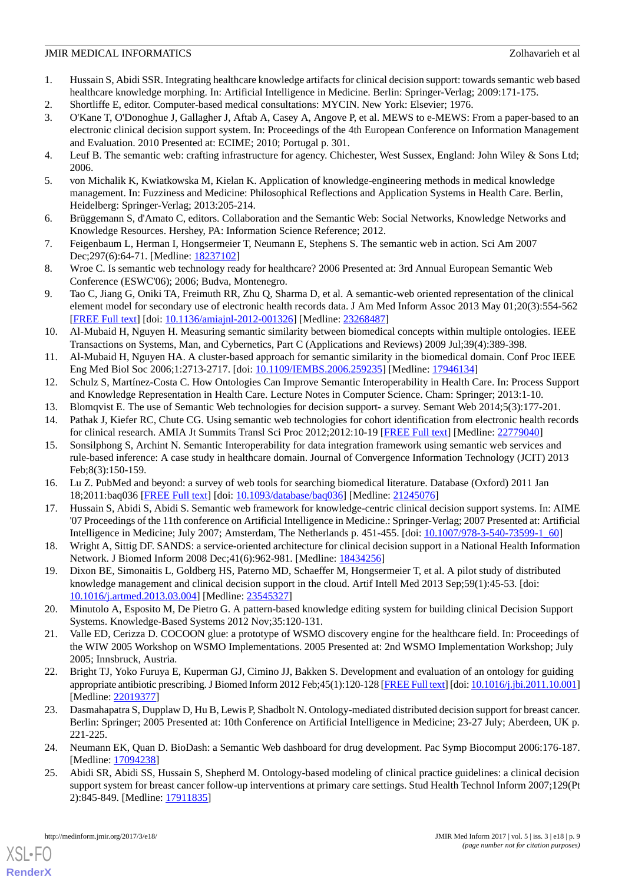1. Hussain S, Abidi SSR. Integrating healthcare knowledge artifacts for clinical decision support: towards semantic web based healthcare knowledge morphing. In: Artificial Intelligence in Medicine. Berlin: Springer-Verlag; 2009:171-175.
2. Shortliffe E, editor. Computer-based medical consultations: MYCIN. New York: Elsevier; 1976.
3. O'Kane T, O'Donoghue J, Gallagher J, Aftab A, Casey A, Angove P, et al. MEWS to e-MEWS: From a paper-based to an electronic clinical decision support system. In: Proceedings of the 4th European Conference on Information Management and Evaluation. 2010 Presented at: ECIME; 2010; Portugal p. 301.
4. Leuf B. The semantic web: crafting infrastructure for agency. Chichester, West Sussex, England: John Wiley & Sons Ltd; 2006.
5. von Michalik K, Kwiatkowska M, Kielan K. Application of knowledge-engineering methods in medical knowledge management. In: Fuzziness and Medicine: Philosophical Reflections and Application Systems in Health Care. Berlin, Heidelberg: Springer-Verlag; 2013:205-214.
6. Brüggemann S, d'Amato C, editors. Collaboration and the Semantic Web: Social Networks, Knowledge Networks and Knowledge Resources. Hershey, PA: Information Science Reference; 2012.
7. Feigenbaum L, Herman I, Hongsermeier T, Neumann E, Stephens S. The semantic web in action. Sci Am 2007 Dec;297(6):64-71. [Medline: 18237102]
8. Wroe C. Is semantic web technology ready for healthcare? 2006 Presented at: 3rd Annual European Semantic Web Conference (ESWC'06); 2006; Budva, Montenegro.
9. Tao C, Jiang G, Oniki TA, Freimuth RR, Zhu Q, Sharma D, et al. A semantic-web oriented representation of the clinical element model for secondary use of electronic health records data. J Am Med Inform Assoc 2013 May 01;20(3):554-562 [FREE Full text] [doi: 10.1136/amiajnl-2012-001326] [Medline: 23268487]
10. Al-Mubaid H, Nguyen H. Measuring semantic similarity between biomedical concepts within multiple ontologies. IEEE Transactions on Systems, Man, and Cybernetics, Part C (Applications and Reviews) 2009 Jul;39(4):389-398.
11. Al-Mubaid H, Nguyen HA. A cluster-based approach for semantic similarity in the biomedical domain. Conf Proc IEEE Eng Med Biol Soc 2006;1:2713-2717. [doi: 10.1109/IEMBS.2006.259235] [Medline: 17946134]
12. Schulz S, Martínez-Costa C. How Ontologies Can Improve Semantic Interoperability in Health Care. In: Process Support and Knowledge Representation in Health Care. Lecture Notes in Computer Science. Cham: Springer; 2013:1-10.
13. Blomqvist E. The use of Semantic Web technologies for decision support- a survey. Semant Web 2014;5(3):177-201.
14. Pathak J, Kiefer RC, Chute CG. Using semantic web technologies for cohort identification from electronic health records for clinical research. AMIA Jt Summits Transl Sci Proc 2012;2012:10-19 [FREE Full text] [Medline: 22779040]
15. Sonsilphong S, Arch­int N. Semantic Interoperability for data integration framework using semantic web services and rule-based inference: A case study in healthcare domain. Journal of Convergence Information Technology (JCIT) 2013 Feb;8(3):150-159.
16. Lu Z. PubMed and beyond: a survey of web tools for searching biomedical literature. Database (Oxford) 2011 Jan 18;2011:baq036 [FREE Full text] [doi: 10.1093/database/baq036] [Medline: 21245076]
17. Hussain S, Abidi S, Abidi S. Semantic web framework for knowledge-centric clinical decision support systems. In: AIME '07 Proceedings of the 11th conference on Artificial Intelligence in Medicine.: Springer-Verlag; 2007 Presented at: Artificial Intelligence in Medicine; July 2007; Amsterdam, The Netherlands p. 451-455. [doi: 10.1007/978-3-540-73599-1_60]
18. Wright A, Sittig DF. SANDS: a service-oriented architecture for clinical decision support in a National Health Information Network. J Biomed Inform 2008 Dec;41(6):962-981. [Medline: 18434256]
19. Dixon BE, Simonaitis L, Goldberg HS, Paterno MD, Schaeffer M, Hongsermeier T, et al. A pilot study of distributed knowledge management and clinical decision support in the cloud. Artif Intell Med 2013 Sep;59(1):45-53. [doi: 10.1016/j.artmed.2013.03.004] [Medline: 23545327]
20. Minutolo A, Esposito M, De Pietro G. A pattern-based knowledge editing system for building clinical Decision Support Systems. Knowledge-Based Systems 2012 Nov;35:120-131.
21. Valle ED, Cerizza D. COCOON glue: a prototype of WSMO discovery engine for the healthcare field. In: Proceedings of the WIW 2005 Workshop on WSMO Implementations. 2005 Presented at: 2nd WSMO Implementation Workshop; July 2005; Innsbruck, Austria.
22. Bright TJ, Yoko Furuya E, Kuperman GJ, Cimino JJ, Bakken S. Development and evaluation of an ontology for guiding appropriate antibiotic prescribing. J Biomed Inform 2012 Feb;45(1):120-128 [FREE Full text] [doi: 10.1016/j.jbi.2011.10.001] [Medline: 22019377]
23. Dasmahapatra S, Dupplaw D, Hu B, Lewis P, Shadbolt N. Ontology-mediated distributed decision support for breast cancer. Berlin: Springer; 2005 Presented at: 10th Conference on Artificial Intelligence in Medicine; 23-27 July; Aberdeen, UK p. 221-225.
24. Neumann EK, Quan D. BioDash: a Semantic Web dashboard for drug development. Pac Symp Biocomput 2006:176-187. [Medline: 17094238]
25. Abidi SR, Abidi SS, Hussain S, Shepherd M. Ontology-based modeling of clinical practice guidelines: a clinical decision support system for breast cancer follow-up interventions at primary care settings. Stud Health Technol Inform 2007;129(Pt 2):845-849. [Medline: 17911835]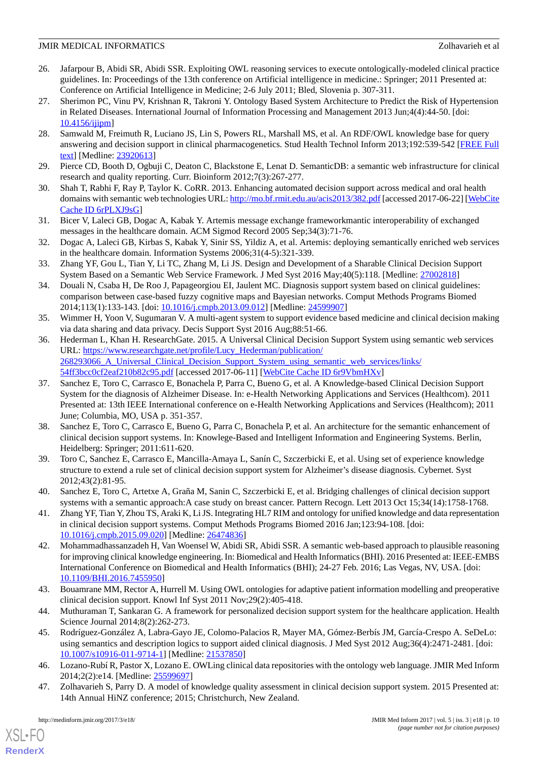26. Jafarpour B, Abidi SR, Abidi SSR. Exploiting OWL reasoning services to execute ontologically-modeled clinical practice guidelines. In: Proceedings of the 13th conference on Artificial intelligence in medicine.: Springer; 2011 Presented at: Conference on Artificial Intelligence in Medicine; 2-6 July 2011; Bled, Slovenia p. 307-311.
27. Sherimon PC, Vinu PV, Krishnan R, Takroni Y. Ontology Based System Architecture to Predict the Risk of Hypertension in Related Diseases. International Journal of Information Processing and Management 2013 Jun;4(4):44-50. [doi: 10.4156/ijipm]
28. Samwald M, Freimuth R, Luciano JS, Lin S, Powers RL, Marshall MS, et al. An RDF/OWL knowledge base for query answering and decision support in clinical pharmacogenetics. Stud Health Technol Inform 2013;192:539-542 [FREE Full text] [Medline: 23920613]
29. Pierce CD, Booth D, Ogbuji C, Deaton C, Blackstone E, Lenat D. SemanticDB: a semantic web infrastructure for clinical research and quality reporting. Curr. Bioinform 2012;7(3):267-277.
30. Shah T, Rabhi F, Ray P, Taylor K. CoRR. 2013. Enhancing automated decision support across medical and oral health domains with semantic web technologies URL: http://mo.bf.rmit.edu.au/acis2013/382.pdf [accessed 2017-06-22] [WebCite Cache ID 6rPLXJ9sG]
31. Bicer V, Laleci GB, Dogac A, Kabak Y. Artemis message exchange frameworkmantic interoperability of exchanged messages in the healthcare domain. ACM Sigmod Record 2005 Sep;34(3):71-76.
32. Dogac A, Laleci GB, Kirbas S, Kabak Y, Sinir SS, Yildiz A, et al. Artemis: deploying semantically enriched web services in the healthcare domain. Information Systems 2006;31(4-5):321-339.
33. Zhang YF, Gou L, Tian Y, Li TC, Zhang M, Li JS. Design and Development of a Sharable Clinical Decision Support System Based on a Semantic Web Service Framework. J Med Syst 2016 May;40(5):118. [Medline: 27002818]
34. Douali N, Csaba H, De Roo J, Papageorgiou EI, Jaulent MC. Diagnosis support system based on clinical guidelines: comparison between case-based fuzzy cognitive maps and Bayesian networks. Comput Methods Programs Biomed 2014;113(1):133-143. [doi: 10.1016/j.cmpb.2013.09.012] [Medline: 24599907]
35. Wimmer H, Yoon V, Sugumaran V. A multi-agent system to support evidence based medicine and clinical decision making via data sharing and data privacy. Decis Support Syst 2016 Aug;88:51-66.
36. Hederman L, Khan H. ResearchGate. 2015. A Universal Clinical Decision Support System using semantic web services URL: https://www.researchgate.net/profile/Lucy_Hederman/publication/268293066_A_Universal_Clinical_Decision_Support_System_using_semantic_web_services/links/54ff3bcc0cf2eaf210b82c95.pdf [accessed 2017-06-11] [WebCite Cache ID 6r9VbmHXv]
37. Sanchez E, Toro C, Carrasco E, Bonachela P, Parra C, Bueno G, et al. A Knowledge-based Clinical Decision Support System for the diagnosis of Alzheimer Disease. In: e-Health Networking Applications and Services (Healthcom). 2011 Presented at: 13th IEEE International conference on e-Health Networking Applications and Services (Healthcom); 2011 June; Columbia, MO, USA p. 351-357.
38. Sanchez E, Toro C, Carrasco E, Bueno G, Parra C, Bonachela P, et al. An architecture for the semantic enhancement of clinical decision support systems. In: Knowlege-Based and Intelligent Information and Engineering Systems. Berlin, Heidelberg: Springer; 2011:611-620.
39. Toro C, Sanchez E, Carrasco E, Mancilla-Amaya L, Sanín C, Szczerbicki E, et al. Using set of experience knowledge structure to extend a rule set of clinical decision support system for Alzheimer's disease diagnosis. Cybernet. Syst 2012;43(2):81-95.
40. Sanchez E, Toro C, Artetxe A, Graña M, Sanin C, Szczerbicki E, et al. Bridging challenges of clinical decision support systems with a semantic approach:A case study on breast cancer. Pattern Recogn. Lett 2013 Oct 15;34(14):1758-1768.
41. Zhang YF, Tian Y, Zhou TS, Araki K, Li JS. Integrating HL7 RIM and ontology for unified knowledge and data representation in clinical decision support systems. Comput Methods Programs Biomed 2016 Jan;123:94-108. [doi: 10.1016/j.cmpb.2015.09.020] [Medline: 26474836]
42. Mohammadhassanzadeh H, Van Woensel W, Abidi SR, Abidi SSR. A semantic web-based approach to plausible reasoning for improving clinical knowledge engineering. In: Biomedical and Health Informatics (BHI). 2016 Presented at: IEEE-EMBS International Conference on Biomedical and Health Informatics (BHI); 24-27 Feb. 2016; Las Vegas, NV, USA. [doi: 10.1109/BHI.2016.7455950]
43. Bouamrane MM, Rector A, Hurrell M. Using OWL ontologies for adaptive patient information modelling and preoperative clinical decision support. Knowl Inf Syst 2011 Nov;29(2):405-418.
44. Muthuraman T, Sankaran G. A framework for personalized decision support system for the healthcare application. Health Science Journal 2014;8(2):262-273.
45. Rodríguez-González A, Labra-Gayo JE, Colomo-Palacios R, Mayer MA, Gómez-Berbís JM, García-Crespo A. SeDeLo: using semantics and description logics to support aided clinical diagnosis. J Med Syst 2012 Aug;36(4):2471-2481. [doi: 10.1007/s10916-011-9714-1] [Medline: 21537850]
46. Lozano-Rubí R, Pastor X, Lozano E. OWLing clinical data repositories with the ontology web language. JMIR Med Inform 2014;2(2):e14. [Medline: 25599697]
47. Zolhavarieh S, Parry D. A model of knowledge quality assessment in clinical decision support system. 2015 Presented at: 14th Annual HiNZ conference; 2015; Christchurch, New Zealand.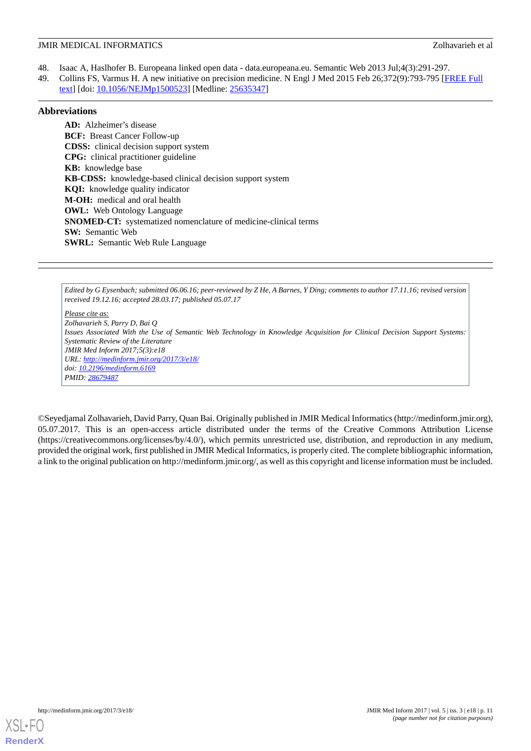48. Isaac A, Haslhofer B. Europeana linked open data - data.europeana.eu. Semantic Web 2013 Jul;4(3):291-297.
49. Collins FS, Varmus H. A new initiative on precision medicine. N Engl J Med 2015 Feb 26;372(9):793-795 [FREE Full text] [doi: 10.1056/NEJMp1500523] [Medline: 25635347]

## Abbreviations

**AD:** Alzheimer's disease
**BCF:** Breast Cancer Follow-up
**CDSS:** clinical decision support system
**CPG:** clinical practitioner guideline
**KB:** knowledge base
**KB-CDSS:** knowledge-based clinical decision support system
**KQI:** knowledge quality indicator
**M-OH:** medical and oral health
**OWL:** Web Ontology Language
**SNOMED-CT:** systematized nomenclature of medicine-clinical terms
**SW:** Semantic Web
**SWRL:** Semantic Web Rule Language

---

*Edited by G Eysenbach; submitted 06.06.16; peer-reviewed by Z He, A Barnes, Y Ding; comments to author 17.11.16; revised version received 19.12.16; accepted 28.03.17; published 05.07.17*

*Please cite as:*
*Zolhavarieh S, Parry D, Bai Q*
*Issues Associated With the Use of Semantic Web Technology in Knowledge Acquisition for Clinical Decision Support Systems: Systematic Review of the Literature*
*JMIR Med Inform 2017;5(3):e18*
*URL: http://medinform.jmir.org/2017/3/e18/*
*doi: 10.2196/medinform.6169*
*PMID: 28679487*

©Seyedjamal Zolhavarieh, David Parry, Quan Bai. Originally published in JMIR Medical Informatics (http://medinform.jmir.org), 05.07.2017. This is an open-access article distributed under the terms of the Creative Commons Attribution License (https://creativecommons.org/licenses/by/4.0/), which permits unrestricted use, distribution, and reproduction in any medium, provided the original work, first published in JMIR Medical Informatics, is properly cited. The complete bibliographic information, a link to the original publication on http://medinform.jmir.org/, as well as this copyright and license information must be included.